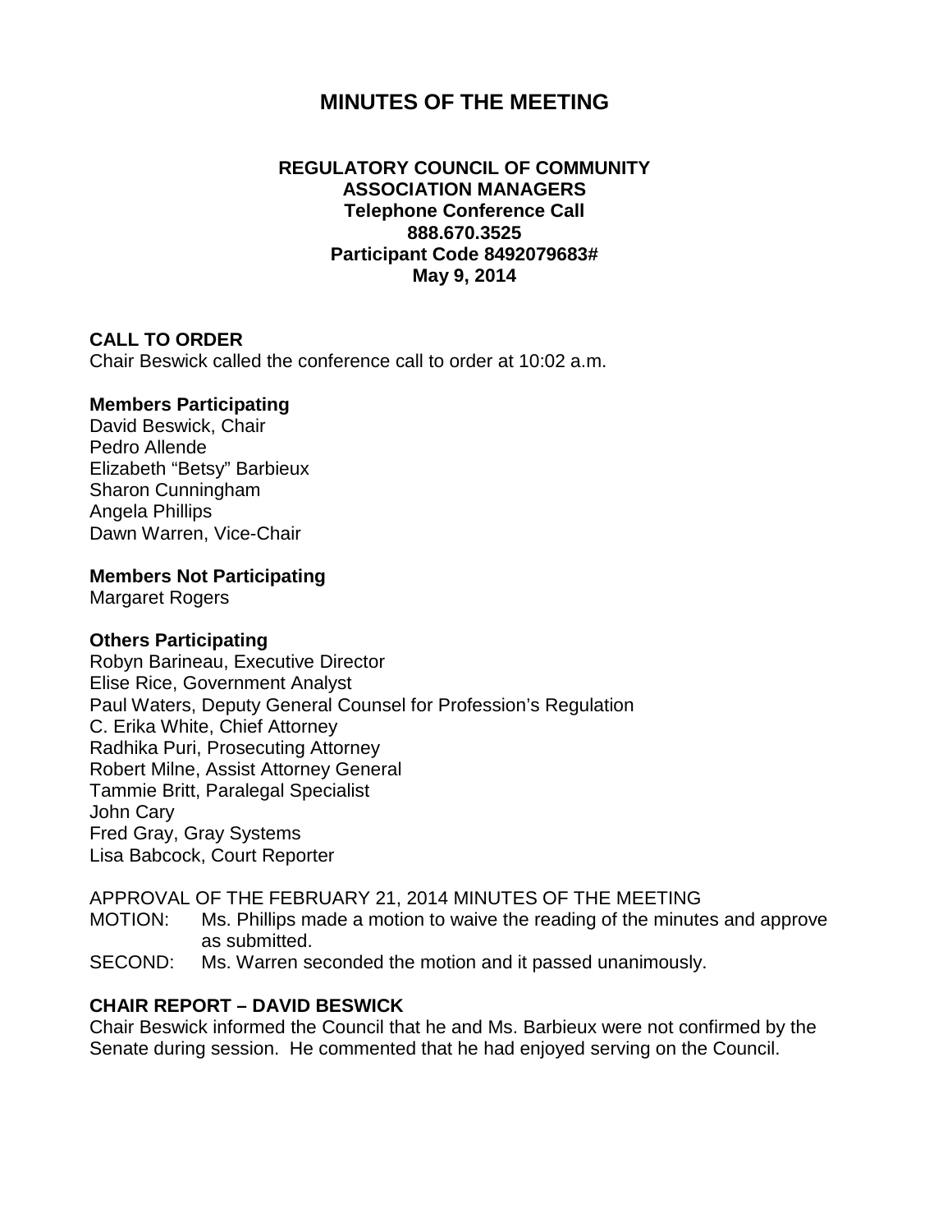# MINUTES OF THE MEETING

**REGULATORY COUNCIL OF COMMUNITY ASSOCIATION MANAGERS**
**Telephone Conference Call**
**888.670.3525**
**Participant Code 8492079683#**
**May 9, 2014**

## CALL TO ORDER

Chair Beswick called the conference call to order at 10:02 a.m.

### Members Participating

David Beswick, Chair
Pedro Allende
Elizabeth "Betsy" Barbieux
Sharon Cunningham
Angela Phillips
Dawn Warren, Vice-Chair

### Members Not Participating

Margaret Rogers

### Others Participating

Robyn Barineau, Executive Director
Elise Rice, Government Analyst
Paul Waters, Deputy General Counsel for Profession's Regulation
C. Erika White, Chief Attorney
Radhika Puri, Prosecuting Attorney
Robert Milne, Assist Attorney General
Tammie Britt, Paralegal Specialist
John Cary
Fred Gray, Gray Systems
Lisa Babcock, Court Reporter

APPROVAL OF THE FEBRUARY 21, 2014 MINUTES OF THE MEETING

MOTION: Ms. Phillips made a motion to waive the reading of the minutes and approve as submitted.

SECOND: Ms. Warren seconded the motion and it passed unanimously.

## CHAIR REPORT – DAVID BESWICK

Chair Beswick informed the Council that he and Ms. Barbieux were not confirmed by the Senate during session. He commented that he had enjoyed serving on the Council.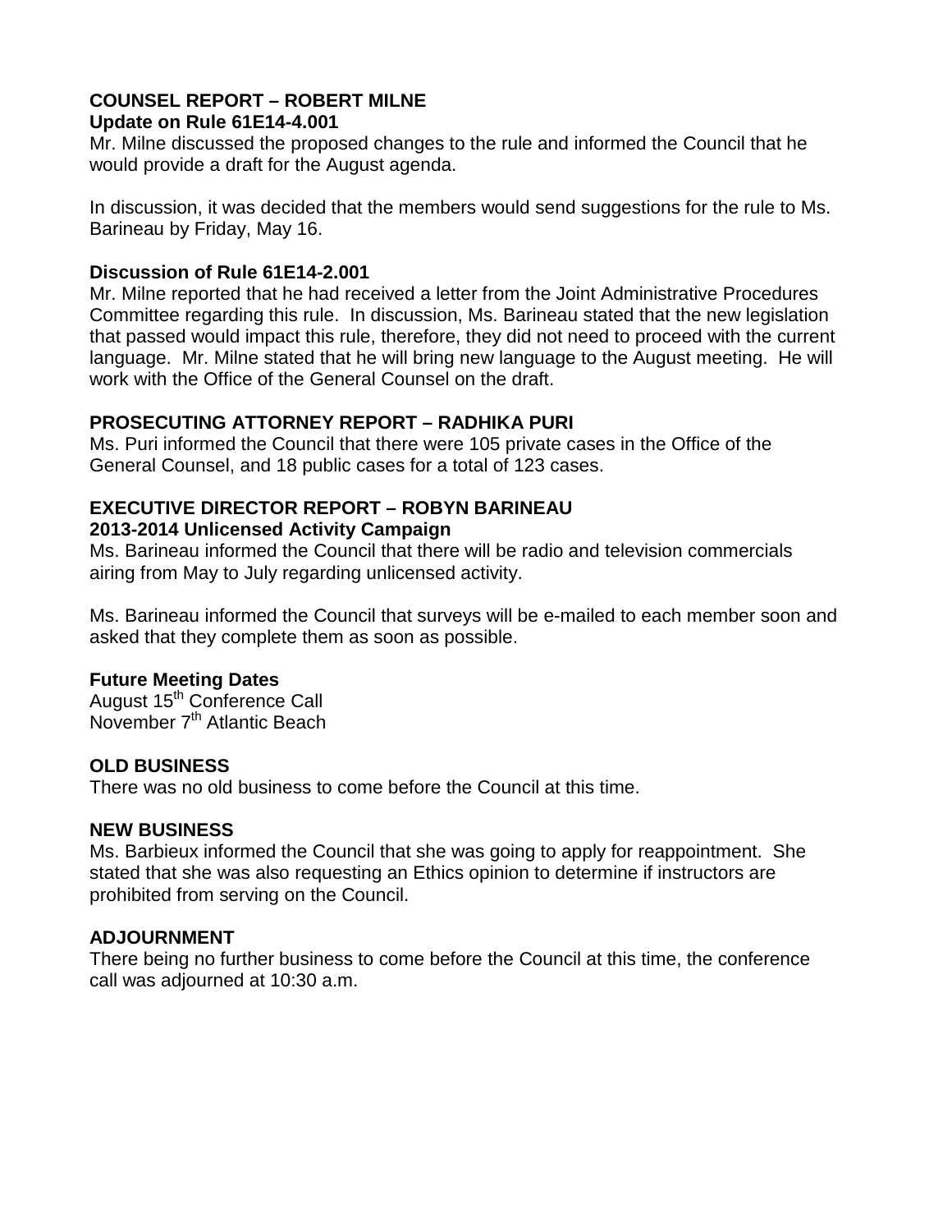**COUNSEL REPORT – ROBERT MILNE**
**Update on Rule 61E14-4.001**

Mr. Milne discussed the proposed changes to the rule and informed the Council that he would provide a draft for the August agenda.

In discussion, it was decided that the members would send suggestions for the rule to Ms. Barineau by Friday, May 16.

**Discussion of Rule 61E14-2.001**

Mr. Milne reported that he had received a letter from the Joint Administrative Procedures Committee regarding this rule. In discussion, Ms. Barineau stated that the new legislation that passed would impact this rule, therefore, they did not need to proceed with the current language. Mr. Milne stated that he will bring new language to the August meeting. He will work with the Office of the General Counsel on the draft.

**PROSECUTING ATTORNEY REPORT – RADHIKA PURI**

Ms. Puri informed the Council that there were 105 private cases in the Office of the General Counsel, and 18 public cases for a total of 123 cases.

**EXECUTIVE DIRECTOR REPORT – ROBYN BARINEAU**
**2013-2014 Unlicensed Activity Campaign**

Ms. Barineau informed the Council that there will be radio and television commercials airing from May to July regarding unlicensed activity.

Ms. Barineau informed the Council that surveys will be e-mailed to each member soon and asked that they complete them as soon as possible.

**Future Meeting Dates**

August 15th Conference Call
November 7th Atlantic Beach

**OLD BUSINESS**

There was no old business to come before the Council at this time.

**NEW BUSINESS**

Ms. Barbieux informed the Council that she was going to apply for reappointment. She stated that she was also requesting an Ethics opinion to determine if instructors are prohibited from serving on the Council.

**ADJOURNMENT**

There being no further business to come before the Council at this time, the conference call was adjourned at 10:30 a.m.